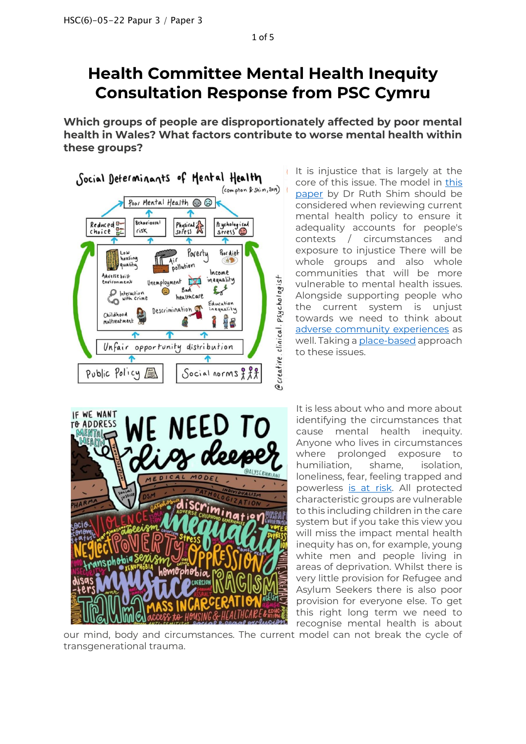HSC(6)-05-22 Papur 3 / Paper 3

# Health Committee Mental Health Inequity Consultation Response from PSC Cymru

## Which groups of people are disproportionately affected by poor mental health in Wales? What factors contribute to worse mental health within these groups?

It is injustice that is largely at the core of this issue. The model in this paper by Dr Ruth Shim should be considered when reviewing current mental health policy to ensure it adequality accounts for people's contexts / circumstances and exposure to injustice There will be whole groups and also whole communities that will be more vulnerable to mental health issues. Alongside supporting people who the current system is unjust towards we need to think about adverse community experiences as well. Taking a place-based approach to these issues.

It is less about who and more about identifying the circumstances that cause mental health inequity. Anyone who lives in circumstances where prolonged exposure to humiliation, shame, isolation, loneliness, fear, feeling trapped and powerless is at risk. All protected characteristic groups are vulnerable to this including children in the care system but if you take this view you will miss the impact mental health inequity has on, for example, young white men and people living in areas of deprivation. Whilst there is very little provision for Refugee and Asylum Seekers there is also poor provision for everyone else. To get this right long term we need to recognise mental health is about our mind, body and circumstances. The current model can not break the cycle of transgenerational trauma.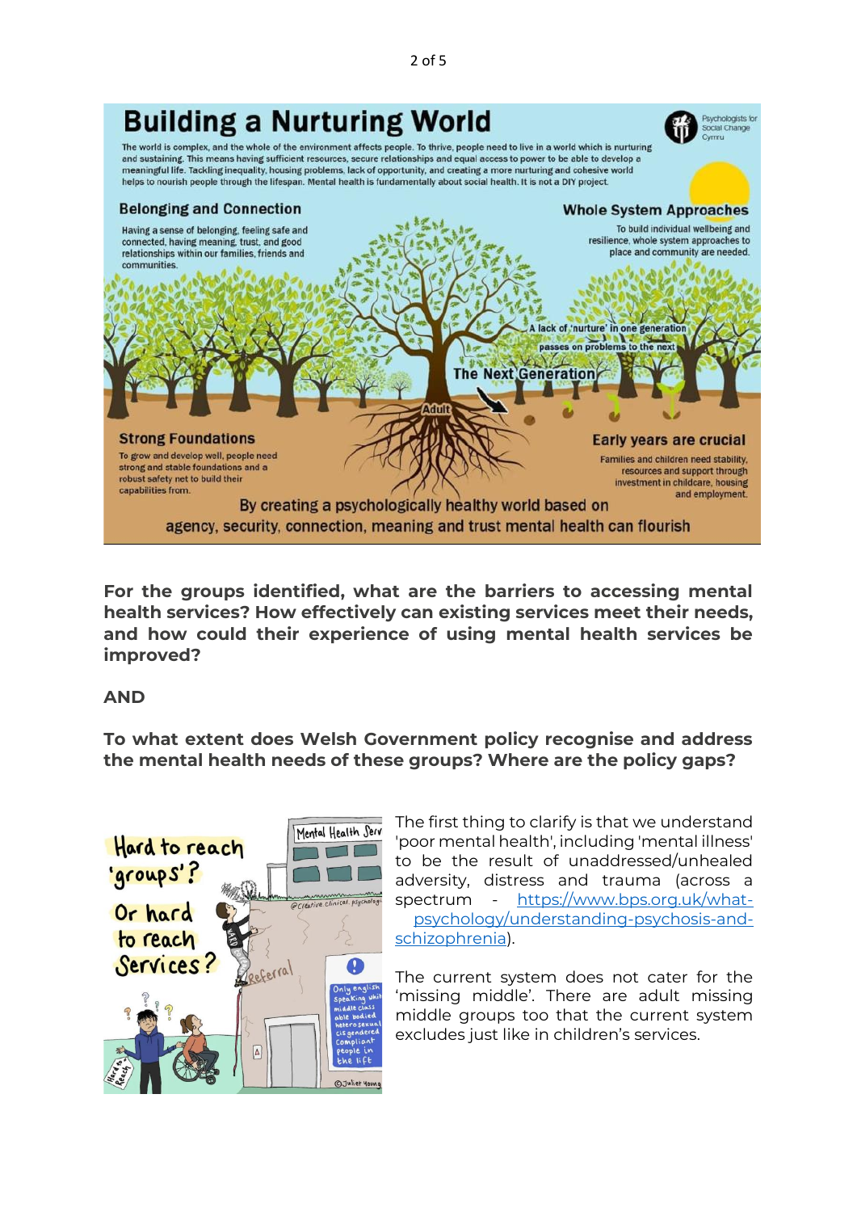## Building a Nurturing World

Psychologists for Social Change Cymru

The world is complex, and the whole of the environment affects people. To thrive, people need to live in a world which is nurturing and sustaining. This means having sufficient resources, secure relationships and equal access to power to be able to develop a meaningful life. Tackling inequality, housing problems, lack of opportunity, and creating a more nurturing and cohesive world helps to nourish people through the lifespan. Mental health is fundamentally about social health. It is not a DIY project.

**Belonging and Connection**

Having a sense of belonging, feeling safe and connected, having meaning, trust, and good relationships within our families, friends and communities.

**Whole System Approaches**

To build individual wellbeing and resilience, whole system approaches to place and community are needed.

A lack of 'nurture' in one generation passes on problems to the next

The Next Generation

Adult

**Strong Foundations**

To grow and develop well, people need strong and stable foundations and a robust safety net to build their capabilities from.

**Early years are crucial**

Families and children need stability, resources and support through investment in childcare, housing and employment.

By creating a psychologically healthy world based on agency, security, connection, meaning and trust mental health can flourish

**For the groups identified, what are the barriers to accessing mental health services? How effectively can existing services meet their needs, and how could their experience of using mental health services be improved?**

**AND**

**To what extent does Welsh Government policy recognise and address the mental health needs of these groups? Where are the policy gaps?**

Hard to reach 'groups'? Or hard to reach Services?

The first thing to clarify is that we understand 'poor mental health', including 'mental illness' to be the result of unaddressed/unhealed adversity, distress and trauma (across a spectrum - https://www.bps.org.uk/what-psychology/understanding-psychosis-and-schizophrenia).

The current system does not cater for the 'missing middle'. There are adult missing middle groups too that the current system excludes just like in children's services.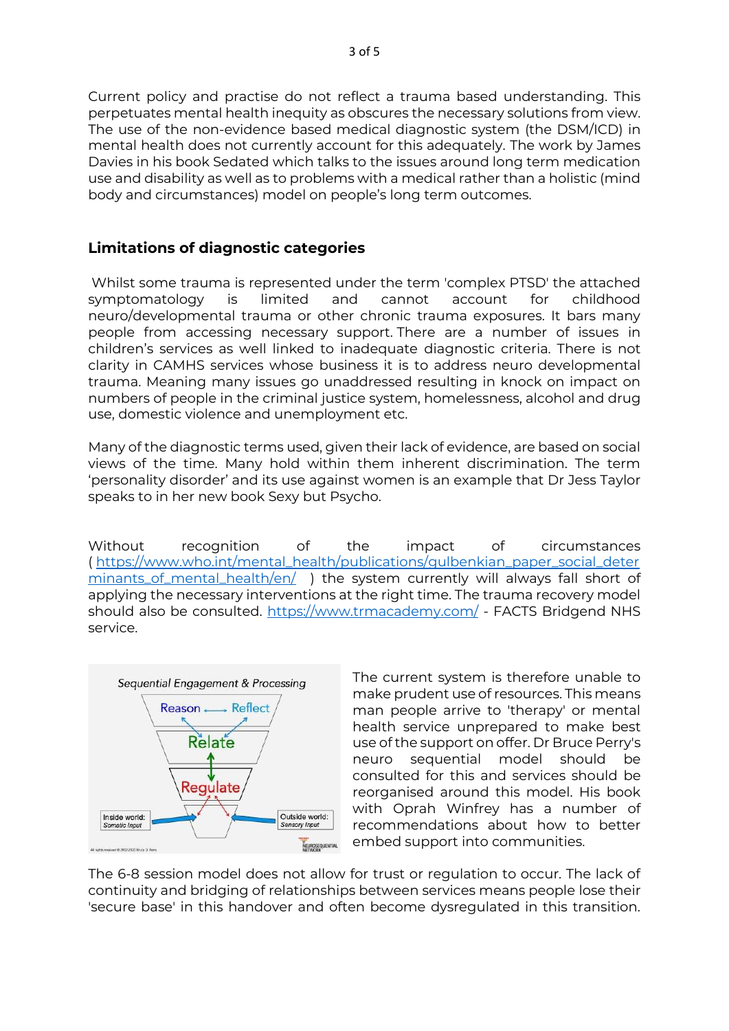Current policy and practise do not reflect a trauma based understanding. This perpetuates mental health inequity as obscures the necessary solutions from view. The use of the non-evidence based medical diagnostic system (the DSM/ICD) in mental health does not currently account for this adequately. The work by James Davies in his book Sedated which talks to the issues around long term medication use and disability as well as to problems with a medical rather than a holistic (mind body and circumstances) model on people's long term outcomes.

## Limitations of diagnostic categories

Whilst some trauma is represented under the term 'complex PTSD' the attached symptomatology is limited and cannot account for childhood neuro/developmental trauma or other chronic trauma exposures. It bars many people from accessing necessary support. There are a number of issues in children's services as well linked to inadequate diagnostic criteria. There is not clarity in CAMHS services whose business it is to address neuro developmental trauma. Meaning many issues go unaddressed resulting in knock on impact on numbers of people in the criminal justice system, homelessness, alcohol and drug use, domestic violence and unemployment etc.

Many of the diagnostic terms used, given their lack of evidence, are based on social views of the time. Many hold within them inherent discrimination. The term 'personality disorder' and its use against women is an example that Dr Jess Taylor speaks to in her new book Sexy but Psycho.

Without recognition of the impact of circumstances ( https://www.who.int/mental_health/publications/gulbenkian_paper_social_determinants_of_mental_health/en/ ) the system currently will always fall short of applying the necessary interventions at the right time. The trauma recovery model should also be consulted. https://www.trmacademy.com/ - FACTS Bridgend NHS service.

Sequential Engagement & Processing

Reason ⟵ Reflect

Relate

Regulate

Inside world: Somatic Input

Outside world: Sensory Input

The current system is therefore unable to make prudent use of resources. This means man people arrive to 'therapy' or mental health service unprepared to make best use of the support on offer. Dr Bruce Perry's neuro sequential model should be consulted for this and services should be reorganised around this model. His book with Oprah Winfrey has a number of recommendations about how to better embed support into communities.

The 6-8 session model does not allow for trust or regulation to occur. The lack of continuity and bridging of relationships between services means people lose their 'secure base' in this handover and often become dysregulated in this transition.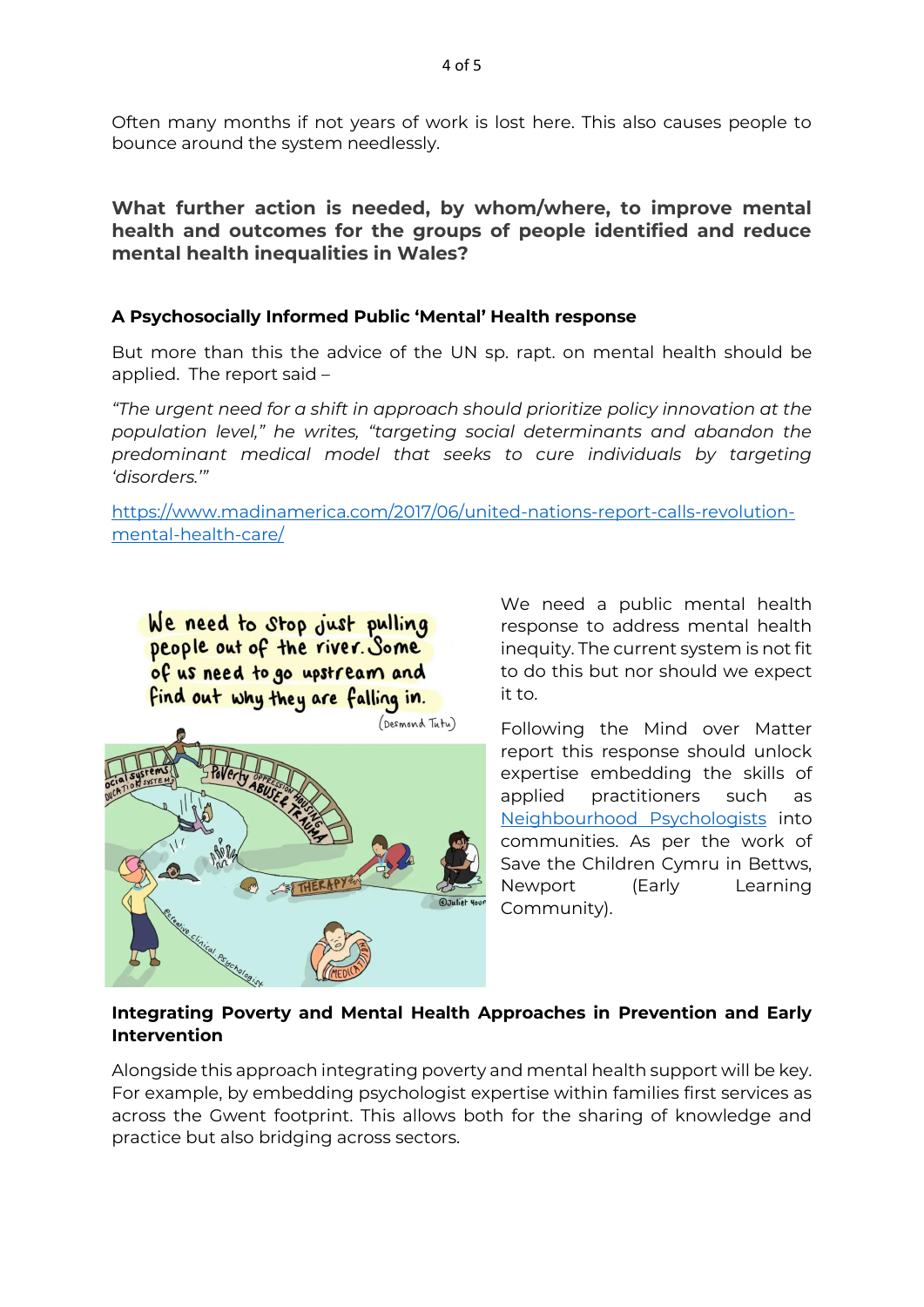Often many months if not years of work is lost here. This also causes people to bounce around the system needlessly.

## What further action is needed, by whom/where, to improve mental health and outcomes for the groups of people identified and reduce mental health inequalities in Wales?

### A Psychosocially Informed Public 'Mental' Health response

But more than this the advice of the UN sp. rapt. on mental health should be applied. The report said –

*"The urgent need for a shift in approach should prioritize policy innovation at the population level," he writes, "targeting social determinants and abandon the predominant medical model that seeks to cure individuals by targeting 'disorders.'"*

[https://www.madinamerica.com/2017/06/united-nations-report-calls-revolution-mental-health-care/](https://www.madinamerica.com/2017/06/united-nations-report-calls-revolution-mental-health-care/)

We need a public mental health response to address mental health inequity. The current system is not fit to do this but nor should we expect it to.

Following the Mind over Matter report this response should unlock expertise embedding the skills of applied practitioners such as [Neighbourhood Psychologists](#) into communities. As per the work of Save the Children Cymru in Bettws, Newport (Early Learning Community).

### Integrating Poverty and Mental Health Approaches in Prevention and Early Intervention

Alongside this approach integrating poverty and mental health support will be key. For example, by embedding psychologist expertise within families first services as across the Gwent footprint. This allows both for the sharing of knowledge and practice but also bridging across sectors.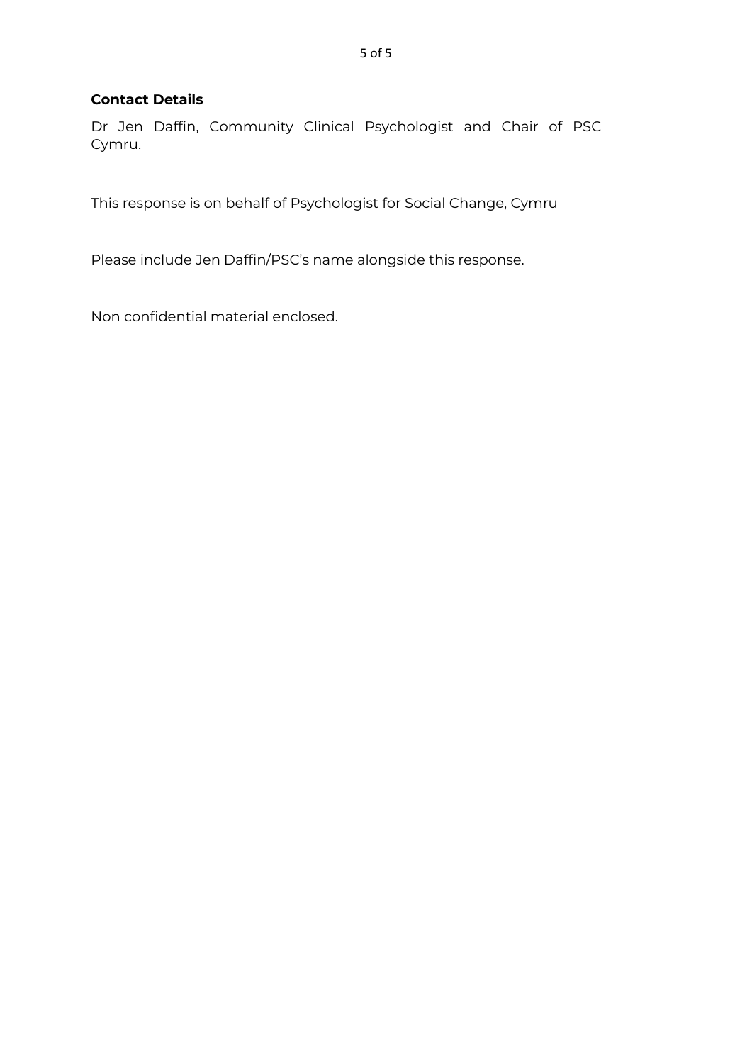**Contact Details**

Dr Jen Daffin, Community Clinical Psychologist and Chair of PSC Cymru.

This response is on behalf of Psychologist for Social Change, Cymru

Please include Jen Daffin/PSC's name alongside this response.

Non confidential material enclosed.